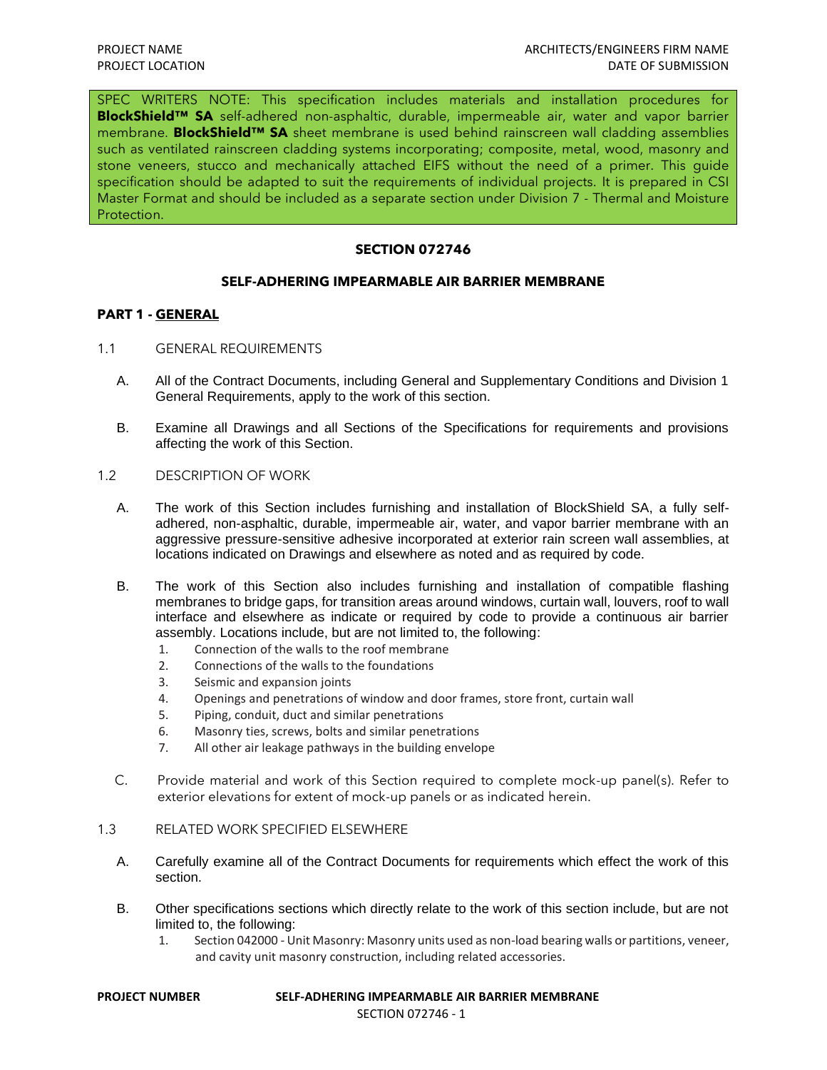SPEC WRITERS NOTE: This specification includes materials and installation procedures for **BlockShield™ SA** self-adhered non-asphaltic, durable, impermeable air, water and vapor barrier membrane. **BlockShield™ SA** sheet membrane is used behind rainscreen wall cladding assemblies such as ventilated rainscreen cladding systems incorporating; composite, metal, wood, masonry and stone veneers, stucco and mechanically attached EIFS without the need of a primer. This guide specification should be adapted to suit the requirements of individual projects. It is prepared in CSI Master Format and should be included as a separate section under Division 7 - Thermal and Moisture Protection.

# SECTION 072746

## SELF-ADHERING IMPEARMABLE AIR BARRIER MEMBRANE

### PART 1 - GENERAL

1.1 GENERAL REQUIREMENTS

A. All of the Contract Documents, including General and Supplementary Conditions and Division 1 General Requirements, apply to the work of this section.

B. Examine all Drawings and all Sections of the Specifications for requirements and provisions affecting the work of this Section.

1.2 DESCRIPTION OF WORK

A. The work of this Section includes furnishing and installation of BlockShield SA, a fully self-adhered, non-asphaltic, durable, impermeable air, water, and vapor barrier membrane with an aggressive pressure-sensitive adhesive incorporated at exterior rain screen wall assemblies, at locations indicated on Drawings and elsewhere as noted and as required by code.

B. The work of this Section also includes furnishing and installation of compatible flashing membranes to bridge gaps, for transition areas around windows, curtain wall, louvers, roof to wall interface and elsewhere as indicate or required by code to provide a continuous air barrier assembly. Locations include, but are not limited to, the following:

1. Connection of the walls to the roof membrane
2. Connections of the walls to the foundations
3. Seismic and expansion joints
4. Openings and penetrations of window and door frames, store front, curtain wall
5. Piping, conduit, duct and similar penetrations
6. Masonry ties, screws, bolts and similar penetrations
7. All other air leakage pathways in the building envelope

C. Provide material and work of this Section required to complete mock-up panel(s). Refer to exterior elevations for extent of mock-up panels or as indicated herein.

1.3 RELATED WORK SPECIFIED ELSEWHERE

A. Carefully examine all of the Contract Documents for requirements which effect the work of this section.

B. Other specifications sections which directly relate to the work of this section include, but are not limited to, the following:

1. Section 042000 - Unit Masonry: Masonry units used as non-load bearing walls or partitions, veneer, and cavity unit masonry construction, including related accessories.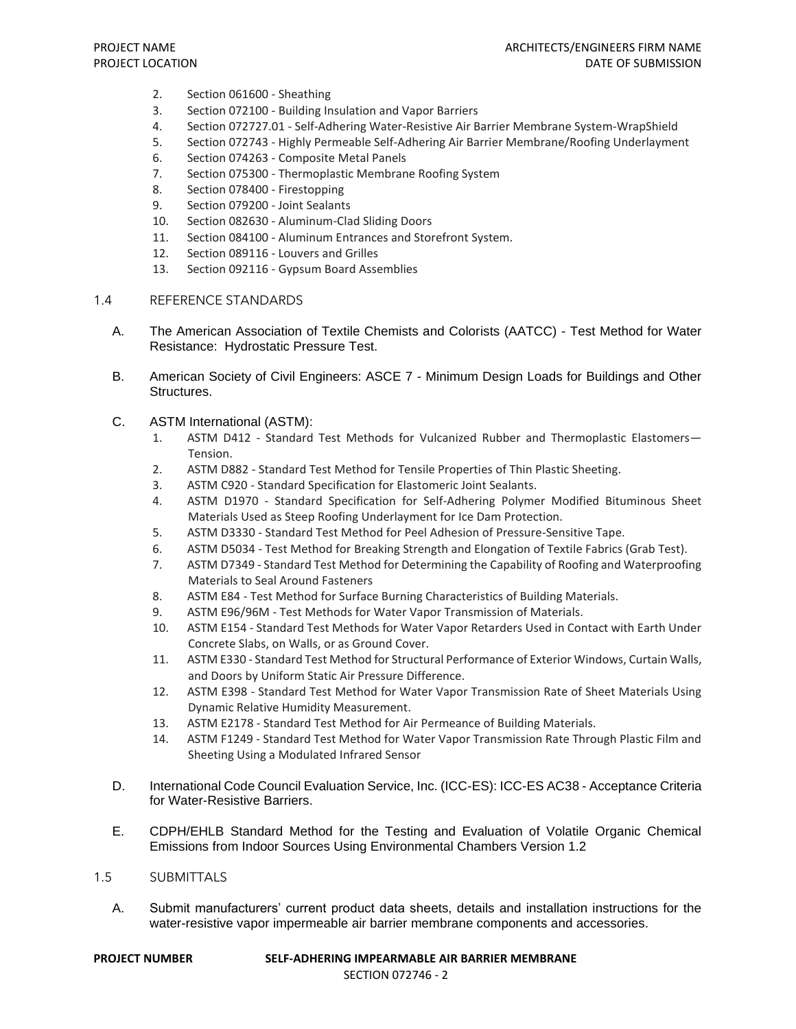2. Section 061600 - Sheathing
3. Section 072100 - Building Insulation and Vapor Barriers
4. Section 072727.01 - Self-Adhering Water-Resistive Air Barrier Membrane System-WrapShield
5. Section 072743 - Highly Permeable Self-Adhering Air Barrier Membrane/Roofing Underlayment
6. Section 074263 - Composite Metal Panels
7. Section 075300 - Thermoplastic Membrane Roofing System
8. Section 078400 - Firestopping
9. Section 079200 - Joint Sealants
10. Section 082630 - Aluminum-Clad Sliding Doors
11. Section 084100 - Aluminum Entrances and Storefront System.
12. Section 089116 - Louvers and Grilles
13. Section 092116 - Gypsum Board Assemblies

## 1.4 REFERENCE STANDARDS

A. The American Association of Textile Chemists and Colorists (AATCC) - Test Method for Water Resistance: Hydrostatic Pressure Test.

B. American Society of Civil Engineers: ASCE 7 - Minimum Design Loads for Buildings and Other Structures.

C. ASTM International (ASTM):
   1. ASTM D412 - Standard Test Methods for Vulcanized Rubber and Thermoplastic Elastomers—Tension.
   2. ASTM D882 - Standard Test Method for Tensile Properties of Thin Plastic Sheeting.
   3. ASTM C920 - Standard Specification for Elastomeric Joint Sealants.
   4. ASTM D1970 - Standard Specification for Self-Adhering Polymer Modified Bituminous Sheet Materials Used as Steep Roofing Underlayment for Ice Dam Protection.
   5. ASTM D3330 - Standard Test Method for Peel Adhesion of Pressure-Sensitive Tape.
   6. ASTM D5034 - Test Method for Breaking Strength and Elongation of Textile Fabrics (Grab Test).
   7. ASTM D7349 - Standard Test Method for Determining the Capability of Roofing and Waterproofing Materials to Seal Around Fasteners
   8. ASTM E84 - Test Method for Surface Burning Characteristics of Building Materials.
   9. ASTM E96/96M - Test Methods for Water Vapor Transmission of Materials.
   10. ASTM E154 - Standard Test Methods for Water Vapor Retarders Used in Contact with Earth Under Concrete Slabs, on Walls, or as Ground Cover.
   11. ASTM E330 - Standard Test Method for Structural Performance of Exterior Windows, Curtain Walls, and Doors by Uniform Static Air Pressure Difference.
   12. ASTM E398 - Standard Test Method for Water Vapor Transmission Rate of Sheet Materials Using Dynamic Relative Humidity Measurement.
   13. ASTM E2178 - Standard Test Method for Air Permeance of Building Materials.
   14. ASTM F1249 - Standard Test Method for Water Vapor Transmission Rate Through Plastic Film and Sheeting Using a Modulated Infrared Sensor

D. International Code Council Evaluation Service, Inc. (ICC-ES): ICC-ES AC38 - Acceptance Criteria for Water-Resistive Barriers.

E. CDPH/EHLB Standard Method for the Testing and Evaluation of Volatile Organic Chemical Emissions from Indoor Sources Using Environmental Chambers Version 1.2

## 1.5 SUBMITTALS

A. Submit manufacturers' current product data sheets, details and installation instructions for the water-resistive vapor impermeable air barrier membrane components and accessories.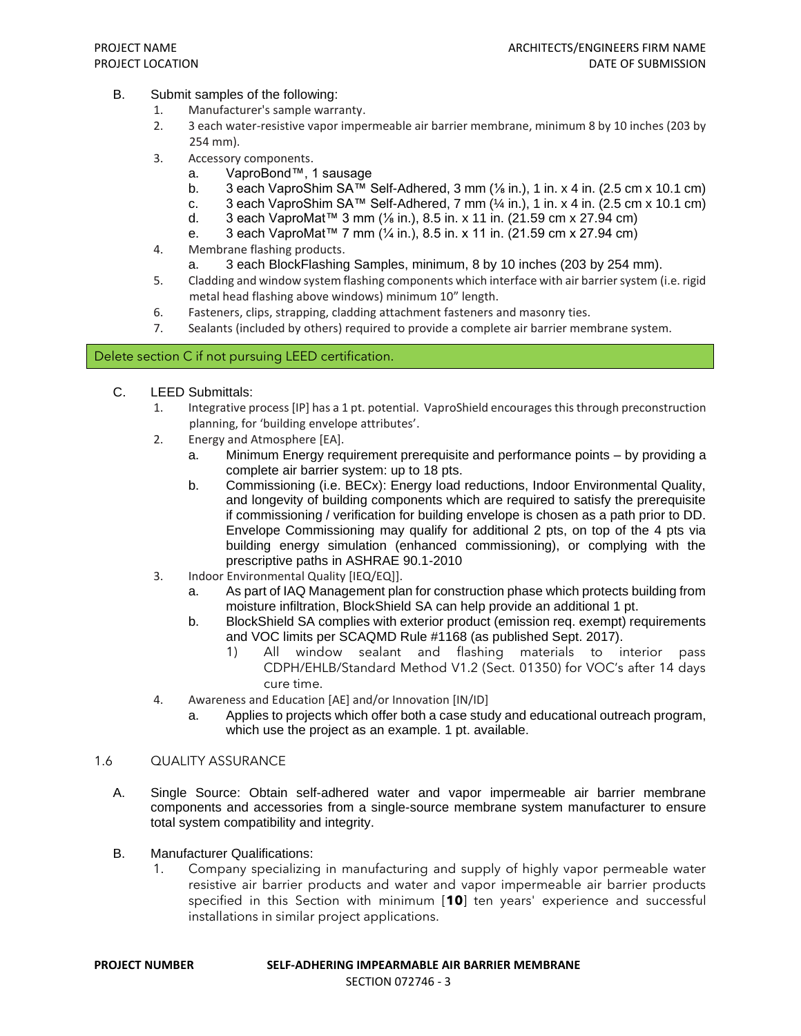B. Submit samples of the following:

1. Manufacturer's sample warranty.
2. 3 each water-resistive vapor impermeable air barrier membrane, minimum 8 by 10 inches (203 by 254 mm).
3. Accessory components.
   a. VaproBond™, 1 sausage
   b. 3 each VaproShim SA™ Self-Adhered, 3 mm (⅛ in.), 1 in. x 4 in. (2.5 cm x 10.1 cm)
   c. 3 each VaproShim SA™ Self-Adhered, 7 mm (¼ in.), 1 in. x 4 in. (2.5 cm x 10.1 cm)
   d. 3 each VaproMat™ 3 mm (⅛ in.), 8.5 in. x 11 in. (21.59 cm x 27.94 cm)
   e. 3 each VaproMat™ 7 mm (¼ in.), 8.5 in. x 11 in. (21.59 cm x 27.94 cm)
4. Membrane flashing products.
   a. 3 each BlockFlashing Samples, minimum, 8 by 10 inches (203 by 254 mm).
5. Cladding and window system flashing components which interface with air barrier system (i.e. rigid metal head flashing above windows) minimum 10" length.
6. Fasteners, clips, strapping, cladding attachment fasteners and masonry ties.
7. Sealants (included by others) required to provide a complete air barrier membrane system.

Delete section C if not pursuing LEED certification.

C. LEED Submittals:

1. Integrative process [IP] has a 1 pt. potential. VaproShield encourages this through preconstruction planning, for 'building envelope attributes'.
2. Energy and Atmosphere [EA].
   a. Minimum Energy requirement prerequisite and performance points – by providing a complete air barrier system: up to 18 pts.
   b. Commissioning (i.e. BECx): Energy load reductions, Indoor Environmental Quality, and longevity of building components which are required to satisfy the prerequisite if commissioning / verification for building envelope is chosen as a path prior to DD. Envelope Commissioning may qualify for additional 2 pts, on top of the 4 pts via building energy simulation (enhanced commissioning), or complying with the prescriptive paths in ASHRAE 90.1-2010
3. Indoor Environmental Quality [IEQ/EQ]].
   a. As part of IAQ Management plan for construction phase which protects building from moisture infiltration, BlockShield SA can help provide an additional 1 pt.
   b. BlockShield SA complies with exterior product (emission req. exempt) requirements and VOC limits per SCAQMD Rule #1168 (as published Sept. 2017).
      1) All window sealant and flashing materials to interior pass CDPH/EHLB/Standard Method V1.2 (Sect. 01350) for VOC's after 14 days cure time.
4. Awareness and Education [AE] and/or Innovation [IN/ID]
   a. Applies to projects which offer both a case study and educational outreach program, which use the project as an example. 1 pt. available.

## 1.6 QUALITY ASSURANCE

A. Single Source: Obtain self-adhered water and vapor impermeable air barrier membrane components and accessories from a single-source membrane system manufacturer to ensure total system compatibility and integrity.

B. Manufacturer Qualifications:

1. Company specializing in manufacturing and supply of highly vapor permeable water resistive air barrier products and water and vapor impermeable air barrier products specified in this Section with minimum [**10**] ten years' experience and successful installations in similar project applications.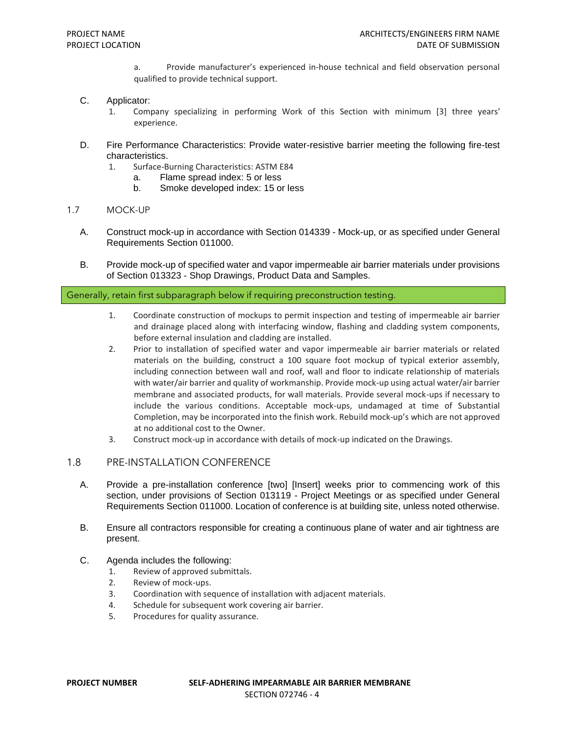a. Provide manufacturer's experienced in-house technical and field observation personal qualified to provide technical support.

C. Applicator:
   1. Company specializing in performing Work of this Section with minimum [3] three years' experience.

D. Fire Performance Characteristics: Provide water-resistive barrier meeting the following fire-test characteristics.
   1. Surface-Burning Characteristics: ASTM E84
      a. Flame spread index: 5 or less
      b. Smoke developed index: 15 or less

## 1.7 MOCK-UP

A. Construct mock-up in accordance with Section 014339 - Mock-up, or as specified under General Requirements Section 011000.

B. Provide mock-up of specified water and vapor impermeable air barrier materials under provisions of Section 013323 - Shop Drawings, Product Data and Samples.

Generally, retain first subparagraph below if requiring preconstruction testing.

   1. Coordinate construction of mockups to permit inspection and testing of impermeable air barrier and drainage placed along with interfacing window, flashing and cladding system components, before external insulation and cladding are installed.
   2. Prior to installation of specified water and vapor impermeable air barrier materials or related materials on the building, construct a 100 square foot mockup of typical exterior assembly, including connection between wall and roof, wall and floor to indicate relationship of materials with water/air barrier and quality of workmanship. Provide mock-up using actual water/air barrier membrane and associated products, for wall materials. Provide several mock-ups if necessary to include the various conditions. Acceptable mock-ups, undamaged at time of Substantial Completion, may be incorporated into the finish work. Rebuild mock-up's which are not approved at no additional cost to the Owner.
   3. Construct mock-up in accordance with details of mock-up indicated on the Drawings.

## 1.8 PRE-INSTALLATION CONFERENCE

A. Provide a pre-installation conference [two] [Insert] weeks prior to commencing work of this section, under provisions of Section 013119 - Project Meetings or as specified under General Requirements Section 011000. Location of conference is at building site, unless noted otherwise.

B. Ensure all contractors responsible for creating a continuous plane of water and air tightness are present.

C. Agenda includes the following:
   1. Review of approved submittals.
   2. Review of mock-ups.
   3. Coordination with sequence of installation with adjacent materials.
   4. Schedule for subsequent work covering air barrier.
   5. Procedures for quality assurance.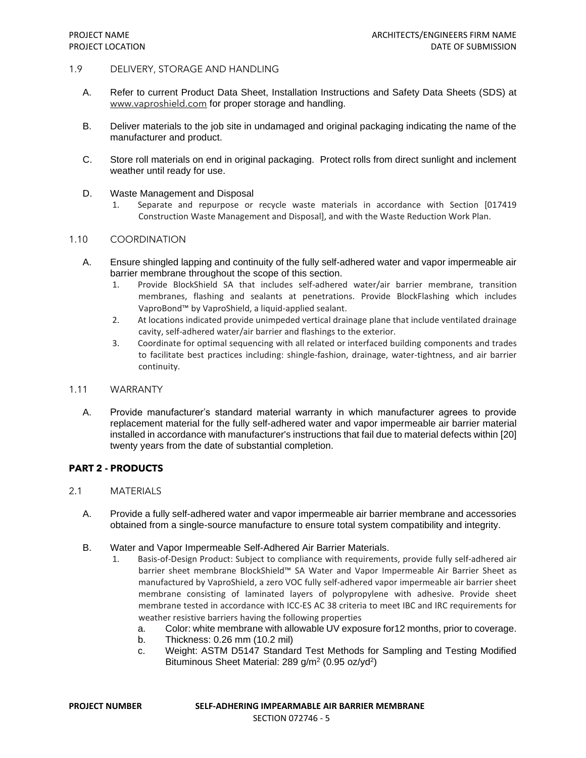## 1.9 DELIVERY, STORAGE AND HANDLING

A. Refer to current Product Data Sheet, Installation Instructions and Safety Data Sheets (SDS) at www.vaproshield.com for proper storage and handling.

B. Deliver materials to the job site in undamaged and original packaging indicating the name of the manufacturer and product.

C. Store roll materials on end in original packaging. Protect rolls from direct sunlight and inclement weather until ready for use.

D. Waste Management and Disposal
   1. Separate and repurpose or recycle waste materials in accordance with Section [017419 Construction Waste Management and Disposal], and with the Waste Reduction Work Plan.

## 1.10 COORDINATION

A. Ensure shingled lapping and continuity of the fully self-adhered water and vapor impermeable air barrier membrane throughout the scope of this section.
   1. Provide BlockShield SA that includes self-adhered water/air barrier membrane, transition membranes, flashing and sealants at penetrations. Provide BlockFlashing which includes VaproBond™ by VaproShield, a liquid-applied sealant.
   2. At locations indicated provide unimpeded vertical drainage plane that include ventilated drainage cavity, self-adhered water/air barrier and flashings to the exterior.
   3. Coordinate for optimal sequencing with all related or interfaced building components and trades to facilitate best practices including: shingle-fashion, drainage, water-tightness, and air barrier continuity.

## 1.11 WARRANTY

A. Provide manufacturer's standard material warranty in which manufacturer agrees to provide replacement material for the fully self-adhered water and vapor impermeable air barrier material installed in accordance with manufacturer's instructions that fail due to material defects within [20] twenty years from the date of substantial completion.

# PART 2 - PRODUCTS

## 2.1 MATERIALS

A. Provide a fully self-adhered water and vapor impermeable air barrier membrane and accessories obtained from a single-source manufacture to ensure total system compatibility and integrity.

B. Water and Vapor Impermeable Self-Adhered Air Barrier Materials.
   1. Basis-of-Design Product: Subject to compliance with requirements, provide fully self-adhered air barrier sheet membrane BlockShield™ SA Water and Vapor Impermeable Air Barrier Sheet as manufactured by VaproShield, a zero VOC fully self-adhered vapor impermeable air barrier sheet membrane consisting of laminated layers of polypropylene with adhesive. Provide sheet membrane tested in accordance with ICC-ES AC 38 criteria to meet IBC and IRC requirements for weather resistive barriers having the following properties
      a. Color: white membrane with allowable UV exposure for12 months, prior to coverage.
      b. Thickness: 0.26 mm (10.2 mil)
      c. Weight: ASTM D5147 Standard Test Methods for Sampling and Testing Modified Bituminous Sheet Material: 289 g/m$^2$ (0.95 oz/yd$^2$)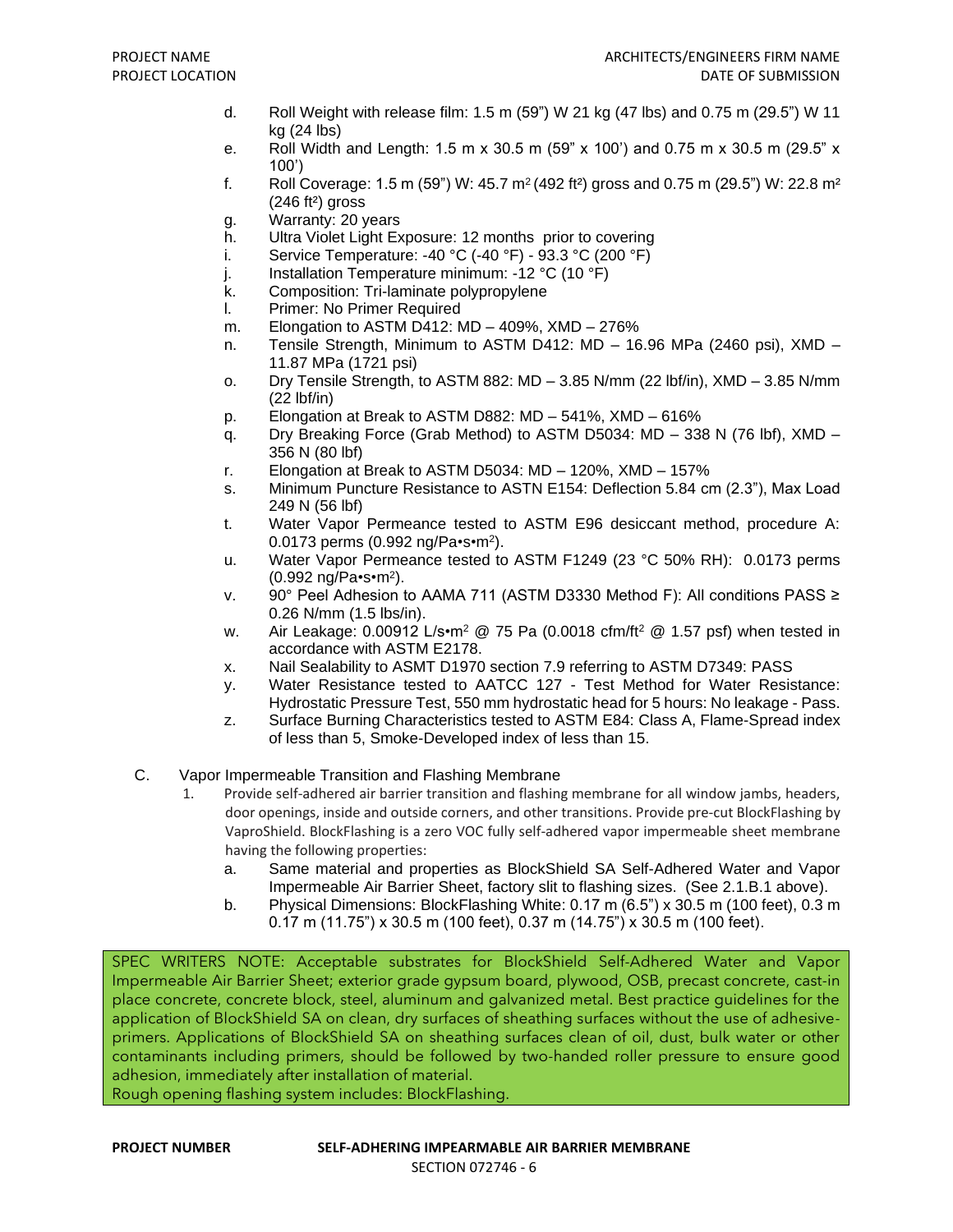d. Roll Weight with release film: 1.5 m (59") W 21 kg (47 lbs) and 0.75 m (29.5") W 11 kg (24 lbs)
e. Roll Width and Length: 1.5 m x 30.5 m (59" x 100') and 0.75 m x 30.5 m (29.5" x 100')
f. Roll Coverage: 1.5 m (59") W: 45.7 $m^2$ (492 $ft^2$) gross and 0.75 m (29.5") W: 22.8 $m^2$ (246 $ft^2$) gross
g. Warranty: 20 years
h. Ultra Violet Light Exposure: 12 months prior to covering
i. Service Temperature: -40 °C (-40 °F) - 93.3 °C (200 °F)
j. Installation Temperature minimum: -12 °C (10 °F)
k. Composition: Tri-laminate polypropylene
l. Primer: No Primer Required
m. Elongation to ASTM D412: MD – 409%, XMD – 276%
n. Tensile Strength, Minimum to ASTM D412: MD – 16.96 MPa (2460 psi), XMD – 11.87 MPa (1721 psi)
o. Dry Tensile Strength, to ASTM 882: MD – 3.85 N/mm (22 lbf/in), XMD – 3.85 N/mm (22 lbf/in)
p. Elongation at Break to ASTM D882: MD – 541%, XMD – 616%
q. Dry Breaking Force (Grab Method) to ASTM D5034: MD – 338 N (76 lbf), XMD – 356 N (80 lbf)
r. Elongation at Break to ASTM D5034: MD – 120%, XMD – 157%
s. Minimum Puncture Resistance to ASTN E154: Deflection 5.84 cm (2.3"), Max Load 249 N (56 lbf)
t. Water Vapor Permeance tested to ASTM E96 desiccant method, procedure A: 0.0173 perms (0.992 ng/Pa•s•$m^2$).
u. Water Vapor Permeance tested to ASTM F1249 (23 °C 50% RH): 0.0173 perms (0.992 ng/Pa•s•$m^2$).
v. 90° Peel Adhesion to AAMA 711 (ASTM D3330 Method F): All conditions PASS ≥ 0.26 N/mm (1.5 lbs/in).
w. Air Leakage: 0.00912 L/s•$m^2$ @ 75 Pa (0.0018 cfm/$ft^2$ @ 1.57 psf) when tested in accordance with ASTM E2178.
x. Nail Sealability to ASMT D1970 section 7.9 referring to ASTM D7349: PASS
y. Water Resistance tested to AATCC 127 - Test Method for Water Resistance: Hydrostatic Pressure Test, 550 mm hydrostatic head for 5 hours: No leakage - Pass.
z. Surface Burning Characteristics tested to ASTM E84: Class A, Flame-Spread index of less than 5, Smoke-Developed index of less than 15.

C. Vapor Impermeable Transition and Flashing Membrane

1. Provide self-adhered air barrier transition and flashing membrane for all window jambs, headers, door openings, inside and outside corners, and other transitions. Provide pre-cut BlockFlashing by VaproShield. BlockFlashing is a zero VOC fully self-adhered vapor impermeable sheet membrane having the following properties:
   a. Same material and properties as BlockShield SA Self-Adhered Water and Vapor Impermeable Air Barrier Sheet, factory slit to flashing sizes. (See 2.1.B.1 above).
   b. Physical Dimensions: BlockFlashing White: 0.17 m (6.5") x 30.5 m (100 feet), 0.3 m 0.17 m (11.75") x 30.5 m (100 feet), 0.37 m (14.75") x 30.5 m (100 feet).

SPEC WRITERS NOTE: Acceptable substrates for BlockShield Self-Adhered Water and Vapor Impermeable Air Barrier Sheet; exterior grade gypsum board, plywood, OSB, precast concrete, cast-in place concrete, concrete block, steel, aluminum and galvanized metal. Best practice guidelines for the application of BlockShield SA on clean, dry surfaces of sheathing surfaces without the use of adhesive-primers. Applications of BlockShield SA on sheathing surfaces clean of oil, dust, bulk water or other contaminants including primers, should be followed by two-handed roller pressure to ensure good adhesion, immediately after installation of material.
Rough opening flashing system includes: BlockFlashing.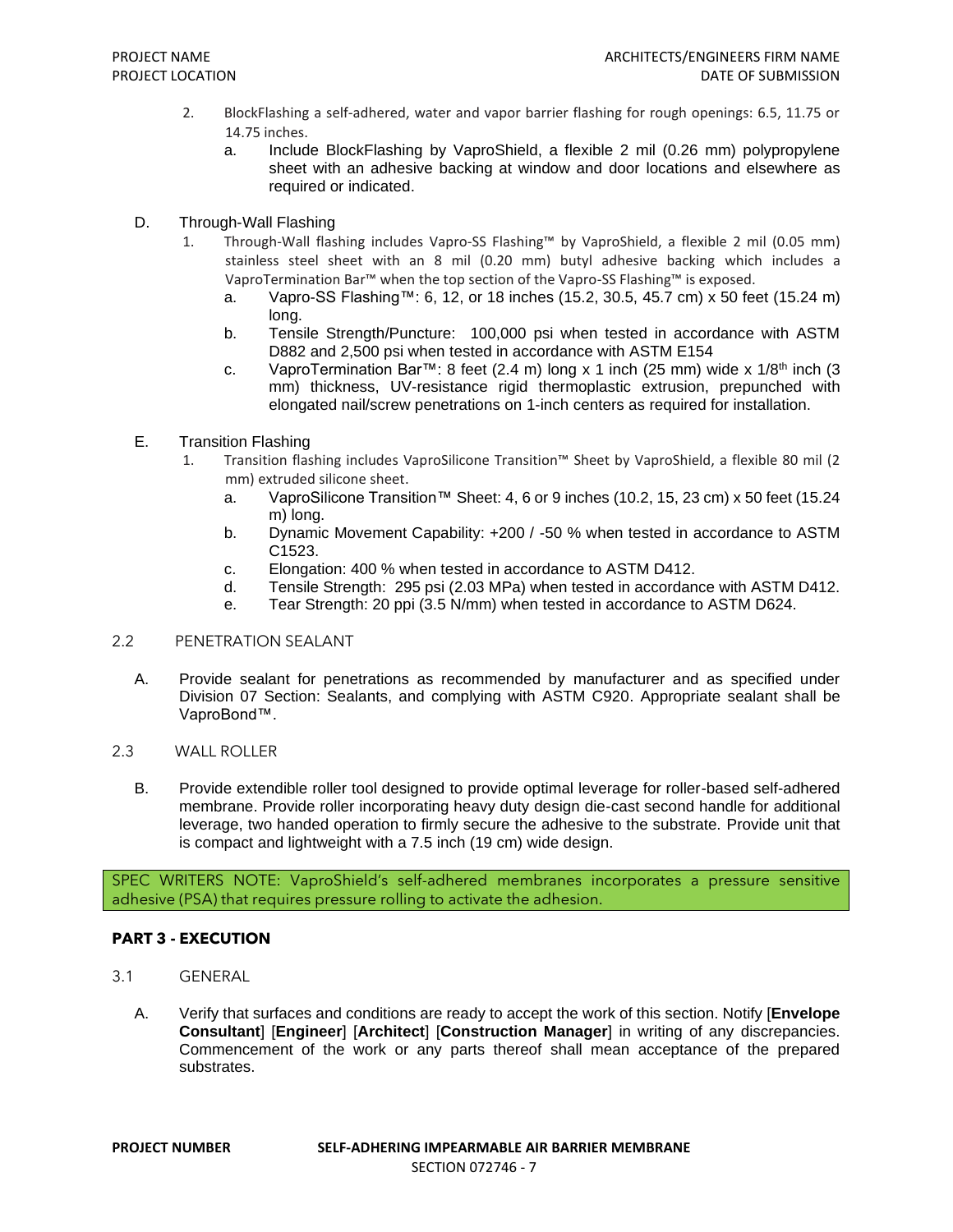2. BlockFlashing a self-adhered, water and vapor barrier flashing for rough openings: 6.5, 11.75 or 14.75 inches.
   a. Include BlockFlashing by VaproShield, a flexible 2 mil (0.26 mm) polypropylene sheet with an adhesive backing at window and door locations and elsewhere as required or indicated.

D. Through-Wall Flashing
   1. Through-Wall flashing includes Vapro-SS Flashing™ by VaproShield, a flexible 2 mil (0.05 mm) stainless steel sheet with an 8 mil (0.20 mm) butyl adhesive backing which includes a VaproTermination Bar™ when the top section of the Vapro-SS Flashing™ is exposed.
      a. Vapro-SS Flashing™: 6, 12, or 18 inches (15.2, 30.5, 45.7 cm) x 50 feet (15.24 m) long.
      b. Tensile Strength/Puncture: 100,000 psi when tested in accordance with ASTM D882 and 2,500 psi when tested in accordance with ASTM E154
      c. VaproTermination Bar™: 8 feet (2.4 m) long x 1 inch (25 mm) wide x 1/8th inch (3 mm) thickness, UV-resistance rigid thermoplastic extrusion, prepunched with elongated nail/screw penetrations on 1-inch centers as required for installation.

E. Transition Flashing
   1. Transition flashing includes VaproSilicone Transition™ Sheet by VaproShield, a flexible 80 mil (2 mm) extruded silicone sheet.
      a. VaproSilicone Transition™ Sheet: 4, 6 or 9 inches (10.2, 15, 23 cm) x 50 feet (15.24 m) long.
      b. Dynamic Movement Capability: +200 / -50 % when tested in accordance to ASTM C1523.
      c. Elongation: 400 % when tested in accordance to ASTM D412.
      d. Tensile Strength: 295 psi (2.03 MPa) when tested in accordance with ASTM D412.
      e. Tear Strength: 20 ppi (3.5 N/mm) when tested in accordance to ASTM D624.

### 2.2 PENETRATION SEALANT

A. Provide sealant for penetrations as recommended by manufacturer and as specified under Division 07 Section: Sealants, and complying with ASTM C920. Appropriate sealant shall be VaproBond™.

### 2.3 WALL ROLLER

B. Provide extendible roller tool designed to provide optimal leverage for roller-based self-adhered membrane. Provide roller incorporating heavy duty design die-cast second handle for additional leverage, two handed operation to firmly secure the adhesive to the substrate. Provide unit that is compact and lightweight with a 7.5 inch (19 cm) wide design.

SPEC WRITERS NOTE: VaproShield's self-adhered membranes incorporates a pressure sensitive adhesive (PSA) that requires pressure rolling to activate the adhesion.

## PART 3 - EXECUTION

### 3.1 GENERAL

A. Verify that surfaces and conditions are ready to accept the work of this section. Notify [**Envelope Consultant**] [**Engineer**] [**Architect**] [**Construction Manager**] in writing of any discrepancies. Commencement of the work or any parts thereof shall mean acceptance of the prepared substrates.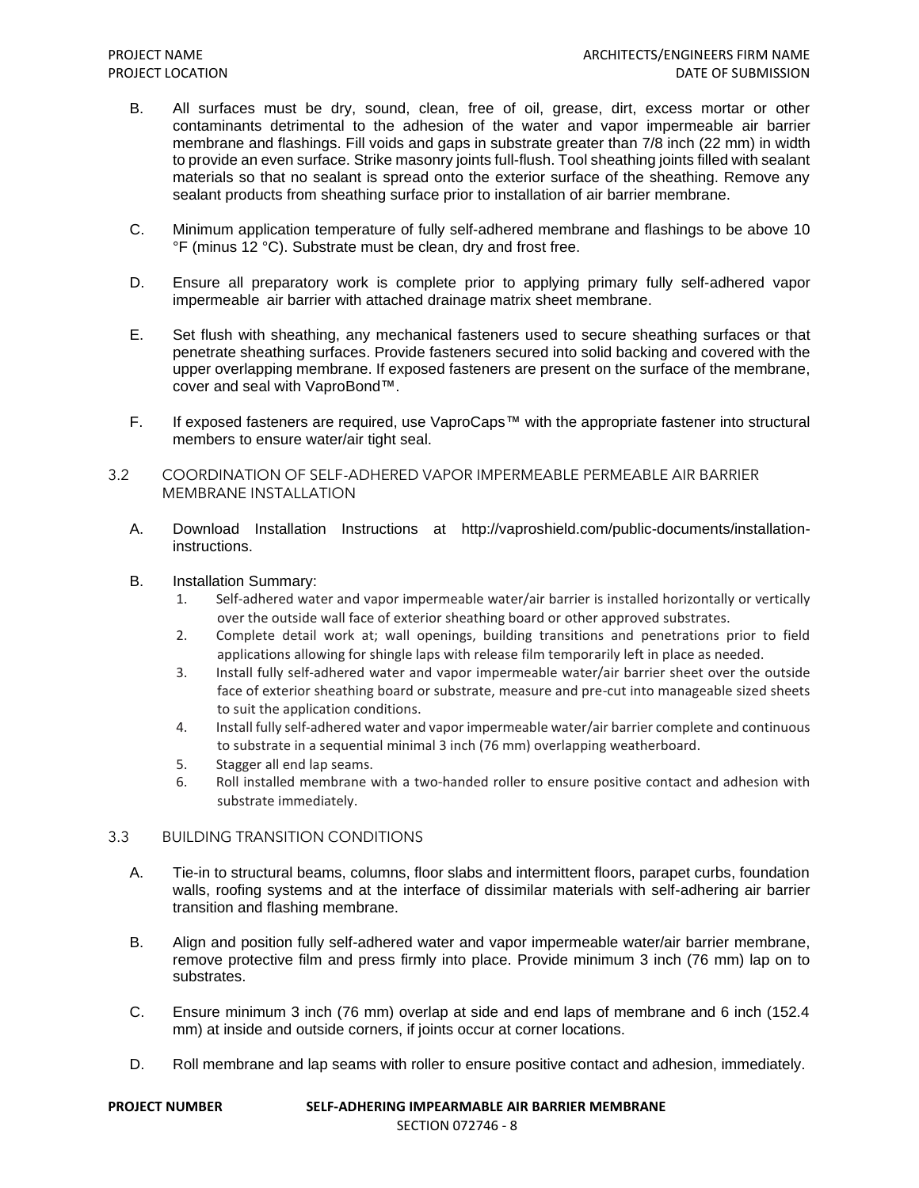B. All surfaces must be dry, sound, clean, free of oil, grease, dirt, excess mortar or other contaminants detrimental to the adhesion of the water and vapor impermeable air barrier membrane and flashings. Fill voids and gaps in substrate greater than 7/8 inch (22 mm) in width to provide an even surface. Strike masonry joints full-flush. Tool sheathing joints filled with sealant materials so that no sealant is spread onto the exterior surface of the sheathing. Remove any sealant products from sheathing surface prior to installation of air barrier membrane.

C. Minimum application temperature of fully self-adhered membrane and flashings to be above 10 °F (minus 12 °C). Substrate must be clean, dry and frost free.

D. Ensure all preparatory work is complete prior to applying primary fully self-adhered vapor impermeable air barrier with attached drainage matrix sheet membrane.

E. Set flush with sheathing, any mechanical fasteners used to secure sheathing surfaces or that penetrate sheathing surfaces. Provide fasteners secured into solid backing and covered with the upper overlapping membrane. If exposed fasteners are present on the surface of the membrane, cover and seal with VaproBond™.

F. If exposed fasteners are required, use VaproCaps™ with the appropriate fastener into structural members to ensure water/air tight seal.

## 3.2 COORDINATION OF SELF-ADHERED VAPOR IMPERMEABLE PERMEABLE AIR BARRIER MEMBRANE INSTALLATION

A. Download Installation Instructions at http://vaproshield.com/public-documents/installation-instructions.

B. Installation Summary:
   1. Self-adhered water and vapor impermeable water/air barrier is installed horizontally or vertically over the outside wall face of exterior sheathing board or other approved substrates.
   2. Complete detail work at; wall openings, building transitions and penetrations prior to field applications allowing for shingle laps with release film temporarily left in place as needed.
   3. Install fully self-adhered water and vapor impermeable water/air barrier sheet over the outside face of exterior sheathing board or substrate, measure and pre-cut into manageable sized sheets to suit the application conditions.
   4. Install fully self-adhered water and vapor impermeable water/air barrier complete and continuous to substrate in a sequential minimal 3 inch (76 mm) overlapping weatherboard.
   5. Stagger all end lap seams.
   6. Roll installed membrane with a two-handed roller to ensure positive contact and adhesion with substrate immediately.

## 3.3 BUILDING TRANSITION CONDITIONS

A. Tie-in to structural beams, columns, floor slabs and intermittent floors, parapet curbs, foundation walls, roofing systems and at the interface of dissimilar materials with self-adhering air barrier transition and flashing membrane.

B. Align and position fully self-adhered water and vapor impermeable water/air barrier membrane, remove protective film and press firmly into place. Provide minimum 3 inch (76 mm) lap on to substrates.

C. Ensure minimum 3 inch (76 mm) overlap at side and end laps of membrane and 6 inch (152.4 mm) at inside and outside corners, if joints occur at corner locations.

D. Roll membrane and lap seams with roller to ensure positive contact and adhesion, immediately.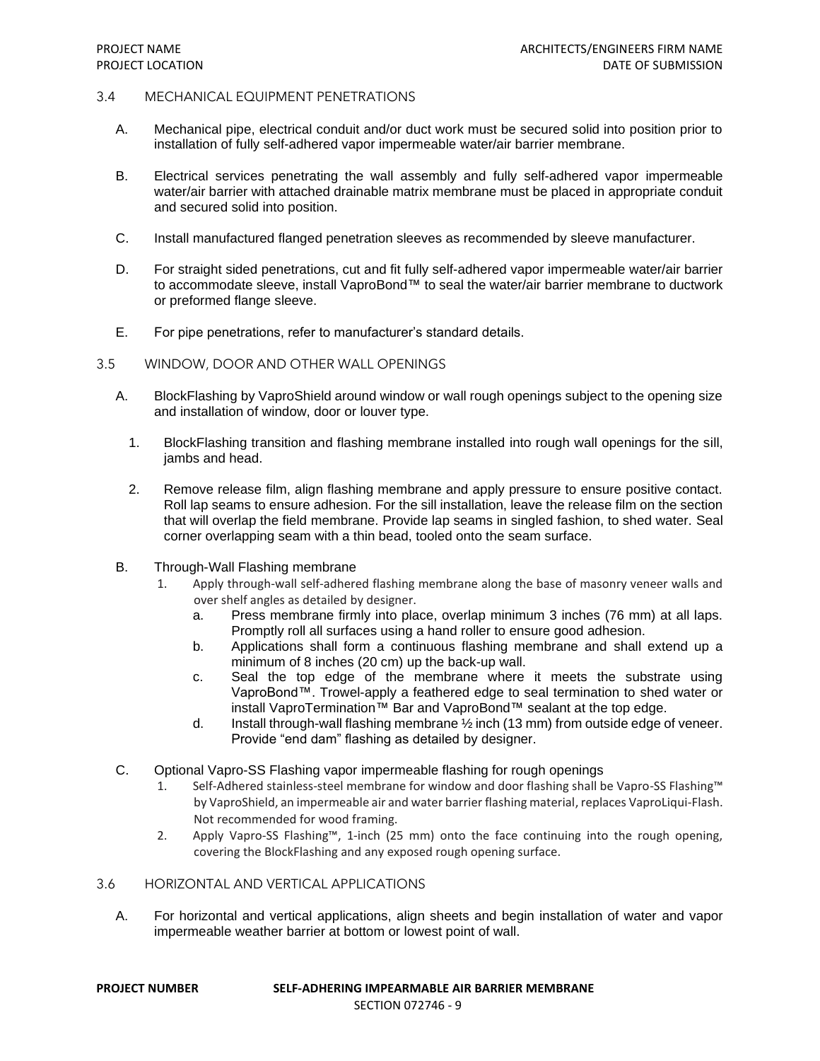## 3.4 MECHANICAL EQUIPMENT PENETRATIONS

A. Mechanical pipe, electrical conduit and/or duct work must be secured solid into position prior to installation of fully self-adhered vapor impermeable water/air barrier membrane.

B. Electrical services penetrating the wall assembly and fully self-adhered vapor impermeable water/air barrier with attached drainable matrix membrane must be placed in appropriate conduit and secured solid into position.

C. Install manufactured flanged penetration sleeves as recommended by sleeve manufacturer.

D. For straight sided penetrations, cut and fit fully self-adhered vapor impermeable water/air barrier to accommodate sleeve, install VaproBond™ to seal the water/air barrier membrane to ductwork or preformed flange sleeve.

E. For pipe penetrations, refer to manufacturer's standard details.

## 3.5 WINDOW, DOOR AND OTHER WALL OPENINGS

A. BlockFlashing by VaproShield around window or wall rough openings subject to the opening size and installation of window, door or louver type.

1. BlockFlashing transition and flashing membrane installed into rough wall openings for the sill, jambs and head.
2. Remove release film, align flashing membrane and apply pressure to ensure positive contact. Roll lap seams to ensure adhesion. For the sill installation, leave the release film on the section that will overlap the field membrane. Provide lap seams in singled fashion, to shed water. Seal corner overlapping seam with a thin bead, tooled onto the seam surface.

B. Through-Wall Flashing membrane

1. Apply through-wall self-adhered flashing membrane along the base of masonry veneer walls and over shelf angles as detailed by designer.
   a. Press membrane firmly into place, overlap minimum 3 inches (76 mm) at all laps. Promptly roll all surfaces using a hand roller to ensure good adhesion.
   b. Applications shall form a continuous flashing membrane and shall extend up a minimum of 8 inches (20 cm) up the back-up wall.
   c. Seal the top edge of the membrane where it meets the substrate using VaproBond™. Trowel-apply a feathered edge to seal termination to shed water or install VaproTermination™ Bar and VaproBond™ sealant at the top edge.
   d. Install through-wall flashing membrane ½ inch (13 mm) from outside edge of veneer. Provide "end dam" flashing as detailed by designer.

C. Optional Vapro-SS Flashing vapor impermeable flashing for rough openings

1. Self-Adhered stainless-steel membrane for window and door flashing shall be Vapro-SS Flashing™ by VaproShield, an impermeable air and water barrier flashing material, replaces VaproLiqui-Flash. Not recommended for wood framing.
2. Apply Vapro-SS Flashing™, 1-inch (25 mm) onto the face continuing into the rough opening, covering the BlockFlashing and any exposed rough opening surface.

## 3.6 HORIZONTAL AND VERTICAL APPLICATIONS

A. For horizontal and vertical applications, align sheets and begin installation of water and vapor impermeable weather barrier at bottom or lowest point of wall.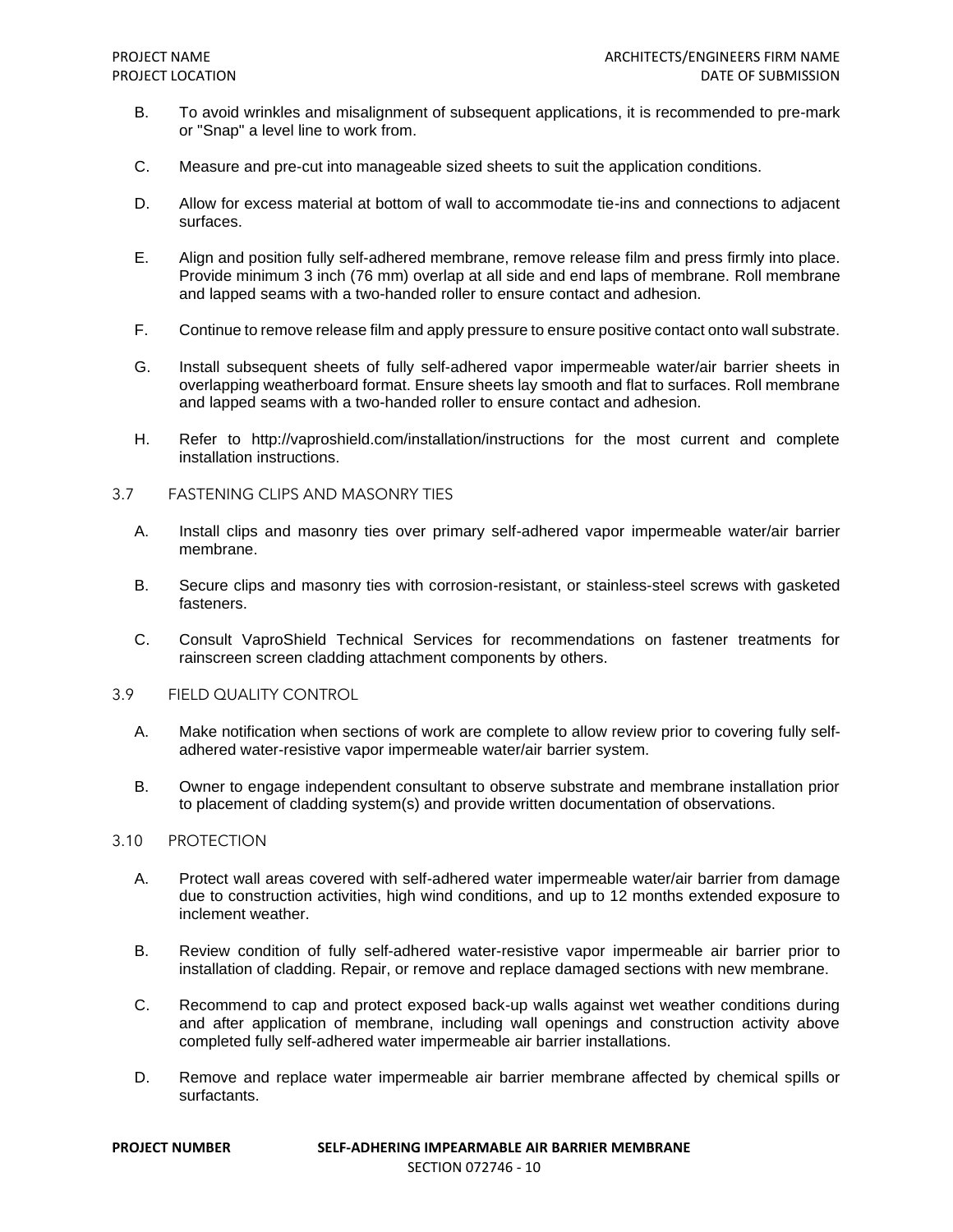B. To avoid wrinkles and misalignment of subsequent applications, it is recommended to pre-mark or "Snap" a level line to work from.

C. Measure and pre-cut into manageable sized sheets to suit the application conditions.

D. Allow for excess material at bottom of wall to accommodate tie-ins and connections to adjacent surfaces.

E. Align and position fully self-adhered membrane, remove release film and press firmly into place. Provide minimum 3 inch (76 mm) overlap at all side and end laps of membrane. Roll membrane and lapped seams with a two-handed roller to ensure contact and adhesion.

F. Continue to remove release film and apply pressure to ensure positive contact onto wall substrate.

G. Install subsequent sheets of fully self-adhered vapor impermeable water/air barrier sheets in overlapping weatherboard format. Ensure sheets lay smooth and flat to surfaces. Roll membrane and lapped seams with a two-handed roller to ensure contact and adhesion.

H. Refer to http://vaproshield.com/installation/instructions for the most current and complete installation instructions.

## 3.7 FASTENING CLIPS AND MASONRY TIES

A. Install clips and masonry ties over primary self-adhered vapor impermeable water/air barrier membrane.

B. Secure clips and masonry ties with corrosion-resistant, or stainless-steel screws with gasketed fasteners.

C. Consult VaproShield Technical Services for recommendations on fastener treatments for rainscreen screen cladding attachment components by others.

## 3.9 FIELD QUALITY CONTROL

A. Make notification when sections of work are complete to allow review prior to covering fully self-adhered water-resistive vapor impermeable water/air barrier system.

B. Owner to engage independent consultant to observe substrate and membrane installation prior to placement of cladding system(s) and provide written documentation of observations.

## 3.10 PROTECTION

A. Protect wall areas covered with self-adhered water impermeable water/air barrier from damage due to construction activities, high wind conditions, and up to 12 months extended exposure to inclement weather.

B. Review condition of fully self-adhered water-resistive vapor impermeable air barrier prior to installation of cladding. Repair, or remove and replace damaged sections with new membrane.

C. Recommend to cap and protect exposed back-up walls against wet weather conditions during and after application of membrane, including wall openings and construction activity above completed fully self-adhered water impermeable air barrier installations.

D. Remove and replace water impermeable air barrier membrane affected by chemical spills or surfactants.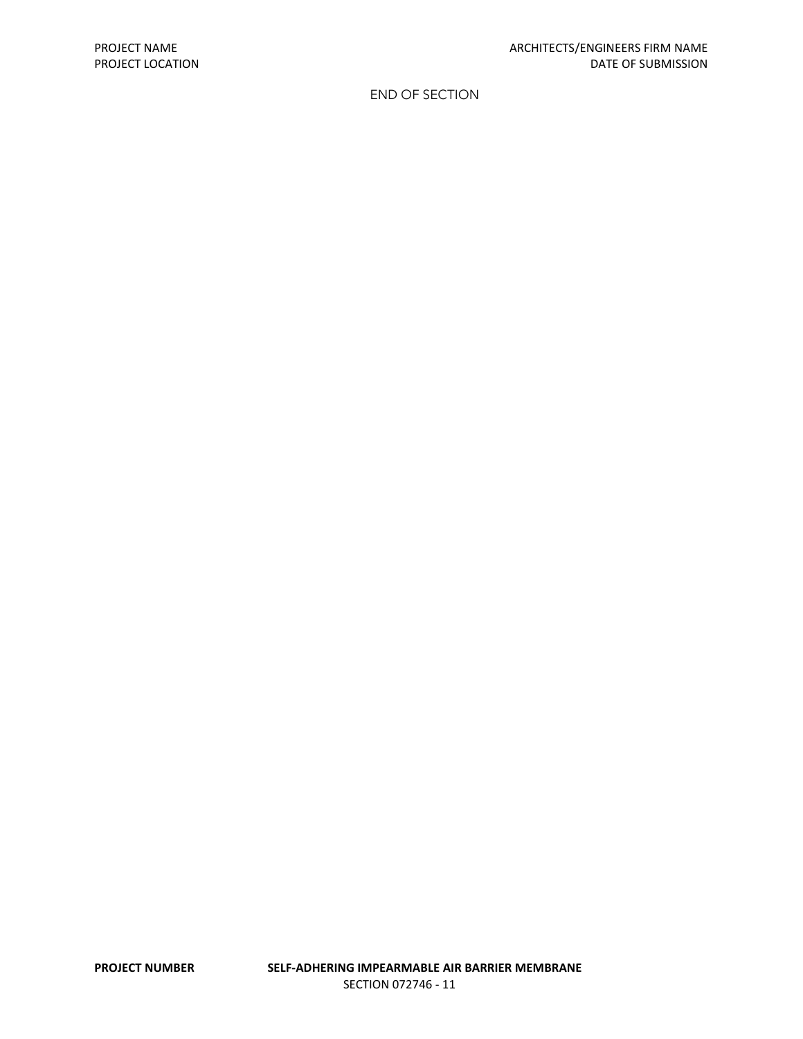END OF SECTION